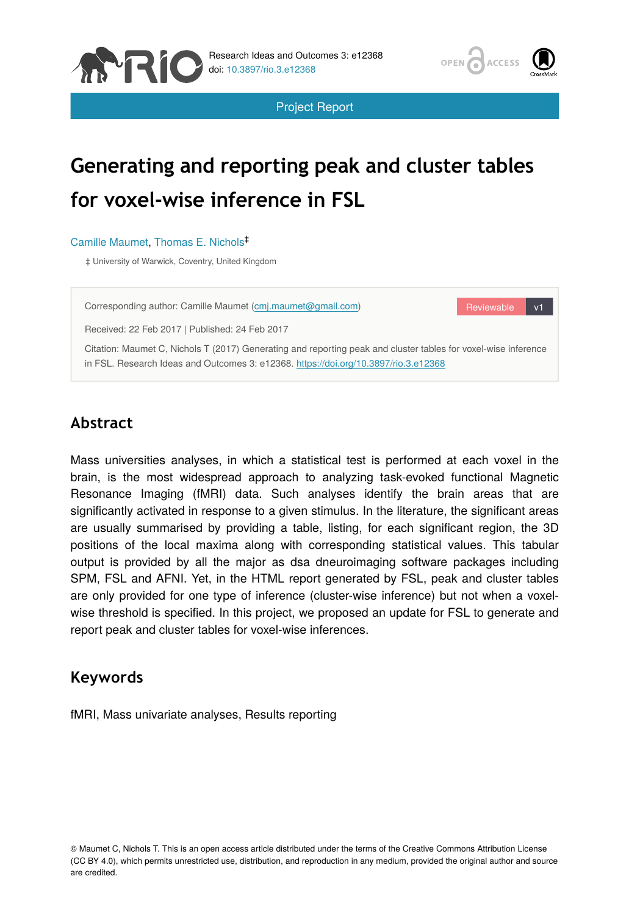Research Ideas and Outcomes 3: e12368
doi: 10.3897/rio.3.e12368

Project Report

# Generating and reporting peak and cluster tables for voxel-wise inference in FSL

Camille Maumet, Thomas E. Nichols[‡]

‡ University of Warwick, Coventry, United Kingdom

Corresponding author: Camille Maumet (cmj.maumet@gmail.com)

Received: 22 Feb 2017 | Published: 24 Feb 2017

Citation: Maumet C, Nichols T (2017) Generating and reporting peak and cluster tables for voxel-wise inference in FSL. Research Ideas and Outcomes 3: e12368. https://doi.org/10.3897/rio.3.e12368

## Abstract

Mass universities analyses, in which a statistical test is performed at each voxel in the brain, is the most widespread approach to analyzing task-evoked functional Magnetic Resonance Imaging (fMRI) data. Such analyses identify the brain areas that are significantly activated in response to a given stimulus. In the literature, the significant areas are usually summarised by providing a table, listing, for each significant region, the 3D positions of the local maxima along with corresponding statistical values. This tabular output is provided by all the major as dsa dneuroimaging software packages including SPM, FSL and AFNI. Yet, in the HTML report generated by FSL, peak and cluster tables are only provided for one type of inference (cluster-wise inference) but not when a voxel-wise threshold is specified. In this project, we proposed an update for FSL to generate and report peak and cluster tables for voxel-wise inferences.

## Keywords

fMRI, Mass univariate analyses, Results reporting

© Maumet C, Nichols T. This is an open access article distributed under the terms of the Creative Commons Attribution License (CC BY 4.0), which permits unrestricted use, distribution, and reproduction in any medium, provided the original author and source are credited.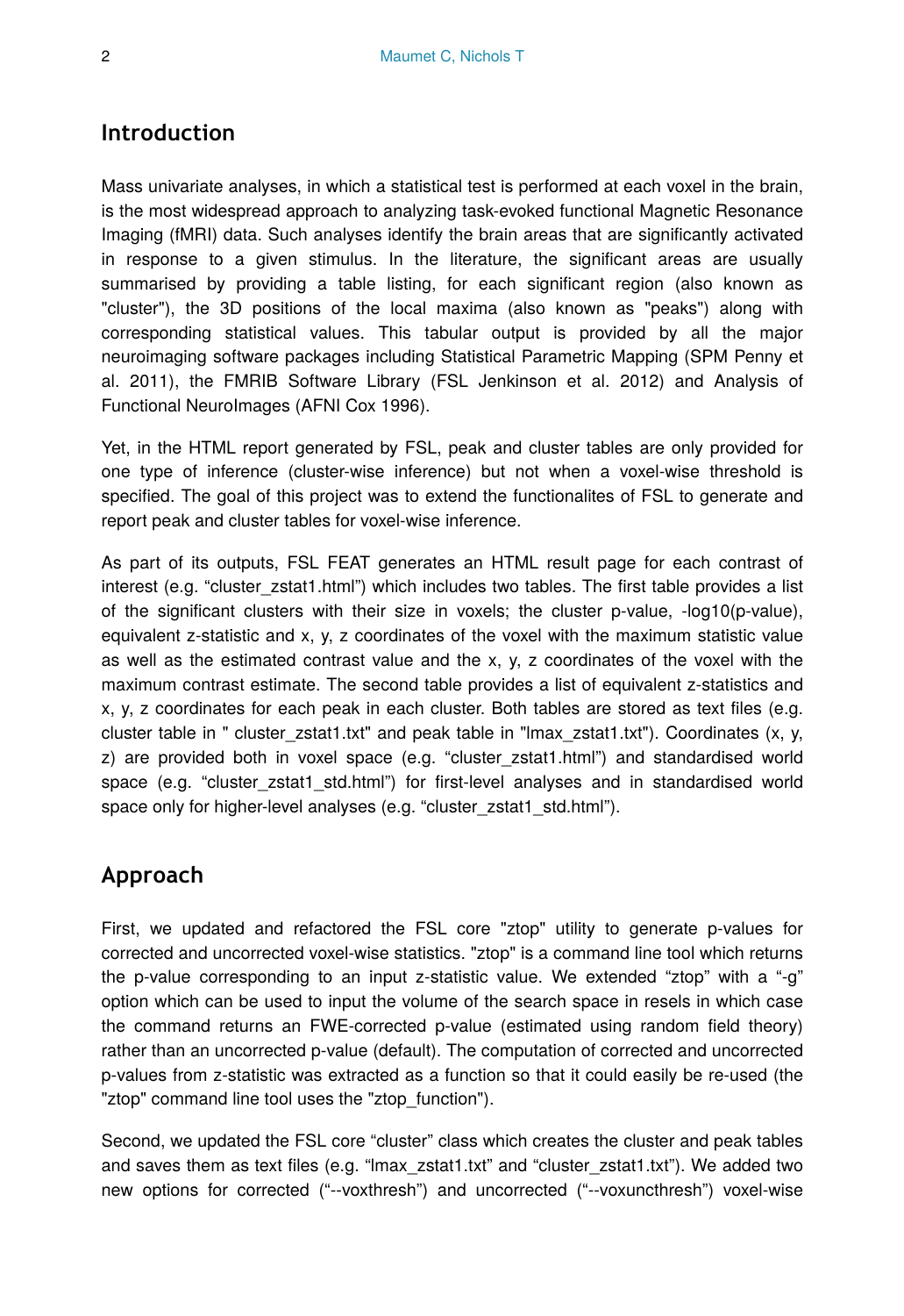## Introduction

Mass univariate analyses, in which a statistical test is performed at each voxel in the brain, is the most widespread approach to analyzing task-evoked functional Magnetic Resonance Imaging (fMRI) data. Such analyses identify the brain areas that are significantly activated in response to a given stimulus. In the literature, the significant areas are usually summarised by providing a table listing, for each significant region (also known as "cluster"), the 3D positions of the local maxima (also known as "peaks") along with corresponding statistical values. This tabular output is provided by all the major neuroimaging software packages including Statistical Parametric Mapping (SPM Penny et al. 2011), the FMRIB Software Library (FSL Jenkinson et al. 2012) and Analysis of Functional NeuroImages (AFNI Cox 1996).

Yet, in the HTML report generated by FSL, peak and cluster tables are only provided for one type of inference (cluster-wise inference) but not when a voxel-wise threshold is specified. The goal of this project was to extend the functionalites of FSL to generate and report peak and cluster tables for voxel-wise inference.

As part of its outputs, FSL FEAT generates an HTML result page for each contrast of interest (e.g. "cluster_zstat1.html") which includes two tables. The first table provides a list of the significant clusters with their size in voxels; the cluster p-value, -log10(p-value), equivalent z-statistic and x, y, z coordinates of the voxel with the maximum statistic value as well as the estimated contrast value and the x, y, z coordinates of the voxel with the maximum contrast estimate. The second table provides a list of equivalent z-statistics and x, y, z coordinates for each peak in each cluster. Both tables are stored as text files (e.g. cluster table in " cluster_zstat1.txt" and peak table in "lmax_zstat1.txt"). Coordinates (x, y, z) are provided both in voxel space (e.g. "cluster_zstat1.html") and standardised world space (e.g. "cluster_zstat1_std.html") for first-level analyses and in standardised world space only for higher-level analyses (e.g. "cluster_zstat1_std.html").

## Approach

First, we updated and refactored the FSL core "ztop" utility to generate p-values for corrected and uncorrected voxel-wise statistics. "ztop" is a command line tool which returns the p-value corresponding to an input z-statistic value. We extended "ztop" with a "-g" option which can be used to input the volume of the search space in resels in which case the command returns an FWE-corrected p-value (estimated using random field theory) rather than an uncorrected p-value (default). The computation of corrected and uncorrected p-values from z-statistic was extracted as a function so that it could easily be re-used (the "ztop" command line tool uses the "ztop_function").

Second, we updated the FSL core "cluster" class which creates the cluster and peak tables and saves them as text files (e.g. "lmax_zstat1.txt" and "cluster_zstat1.txt"). We added two new options for corrected ("--voxthresh") and uncorrected ("--voxuncthresh") voxel-wise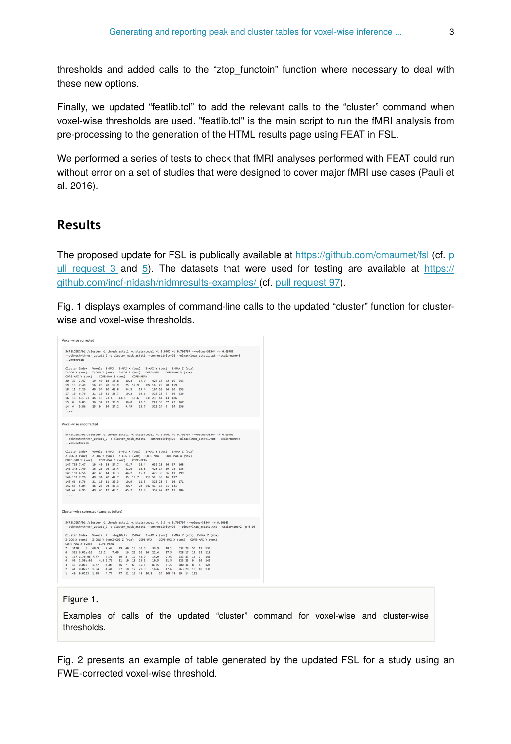thresholds and added calls to the "ztop_functoin" function where necessary to deal with these new options.

Finally, we updated "featlib.tcl" to add the relevant calls to the "cluster" command when voxel-wise thresholds are used. "featlib.tcl" is the main script to run the fMRI analysis from pre-processing to the generation of the HTML results page using FEAT in FSL.

We performed a series of tests to check that fMRI analyses performed with FEAT could run without error on a set of studies that were designed to cover major fMRI use cases (Pauli et al. 2016).

## Results

The proposed update for FSL is publically available at https://github.com/cmaumet/fsl (cf. pull request 3 and 5). The datasets that were used for testing are available at https://github.com/incf-nidash/nidmresults-examples/ (cf. pull request 97).

Fig. 1 displays examples of command-line calls to the updated "cluster" function for cluster-wise and voxel-wise thresholds.

Voxel-wise corrected

```
${FSLDIR}/bin/cluster -i thresh_zstat1 -c stats/cope1 -t 3.0902 -d 0.700797 --volume=38344 -r 6.60989
--othresh=thresh_zstat1_2 -o cluster_mask_zstat1 --connectivity=26 --olmax=lmax_zstat1.txt --scalarname=Z
--voxthresh

Cluster Index   Voxels  Z-MAX   Z-MAX X (vox)   Z-MAX Y (vox)   Z-MAX Z (vox)
Z-COG X (vox)   Z-COG Y (vox)   Z-COG Z (vox)   COPE-MAX   COPE-MAX X (vox)
COPE-MAX Y (vox)   COPE-MAX Z (vox)   COPE-MEAN
20  27  7.47    19  40  18  18.8    40.3    17.9    420 18  42  19  143
19  13  7.49    16  25  20  15.9    25  19.9    222 16  25  20  159
18  11  7.26    49  34  20  48.8    34.5    19.4    194 50  34  20  153
17  10  6.76    21  10  11  21.7    10.2    10.6    323 23  9   10  126
16  10  6.1 23  44  13  23.4    43.8    13.6    235 23  44  13  186
15  8   6.03    36  37  23  35.9    36.8    22.5    222 35  37  23  167
14  6   5.86    25  9   14  24.2    9.49    13.7    323 24  9   14  236
[...]
```

Voxel-wise uncorrected

```
${FSLDIR}/bin/cluster -i thresh_zstat1 -c stats/cope1 -t 3.0902 -d 0.700797 --volume=38344 -r 6.60989
--othresh=thresh_zstat1_2 -o cluster_mask_zstat1 --connectivity=26 --olmax=lmax_zstat1.txt --scalarname=Z
--voxuncthresh

Cluster Index   Voxels  Z-MAX   Z-MAX X (vox)   Z-MAX Y (vox)   Z-MAX Z (vox)
Z-COG X (vox)   Z-COG Y (vox)   Z-COG Z (vox)   COPE-MAX   COPE-MAX X (vox)
COPE-MAX Y (vox)   COPE-MAX Z (vox)   COPE-MEAN
147 795 7.47    19  40  18  24.7    41.7    18.4    632 28  56  17  168
146 243 7.49    16  25  20  16.4    21.6    18.8    428 17  19  23  135
145 161 4.56    42  43  14  39.3    44.2    15.1    479 33  36  11  199
144 152 7.26    49  34  20  47.7    35  19.7    218 52  38  16  117
143 66  6.76    21  10  11  22.3    10.9    11.3    323 23  9   10  171
142 65  5.84    46  23  20  45.3    20.7    20  242 41  16  21  131
141 42  4.95    49  46  17  48.1    45.7    17.9    357 47  47  17  184
[...]
```

Cluster-wise corrected (same as before)

```
${FSLDIR}/bin/cluster -i thresh_zstat1 -c stats/cope1 -t 2.3 -d 0.700797 --volume=38344 -r 6.60989
--othresh=thresh_zstat1_2 -o cluster_mask_zstat1 --connectivity=26  --olmax=lmax_zstat1.txt --scalarname=Z -p 0.05

Cluster Index   Voxels  P   -log10(P)   Z-MAX   Z-MAX X (vox)   Z-MAX Y (vox)   Z-MAX Z (vox)
Z-COG X (vox)   Z-COG Y (vox2-COG Z (vox)   COPE-MAX   COPE-MAX X (vox)   COPE-MAX Y (vox)
COPE-MAX Z (vox)   COPE-MEAN
7   3130    0   60.9    7.47    19  40  18  31.5    39.9    18.1    632 28  56  17  139
6   521 6.02e-20    19.2    7.49    16  25  20  16  22.4    17.5    428 17  19  23  110
5   167 1.7e-08 7.77    4.71    39  8   12  41.9    14.9    9.45    533 43  16  7   146
4   99  1.58e-05    4.8 6.76    21  10  11  23.1    10.5    11.5    323 23  9   10  143
3   43  0.017   1.77    4.03    36  7   6   35.5    8.35    3.75    200 31  8   4   128
2   41  0.0227  1.64    4.41    27  18  17  27.9    14.6    17.6    263 28  13  18  131
1   40  0.0263  1.58    4.77    47  21  15  48  20.8    16  200 48  19  14  102
```

Figure 1.

Examples of calls of the updated "cluster" command for voxel-wise and cluster-wise thresholds.

Fig. 2 presents an example of table generated by the updated FSL for a study using an FWE-corrected voxel-wise threshold.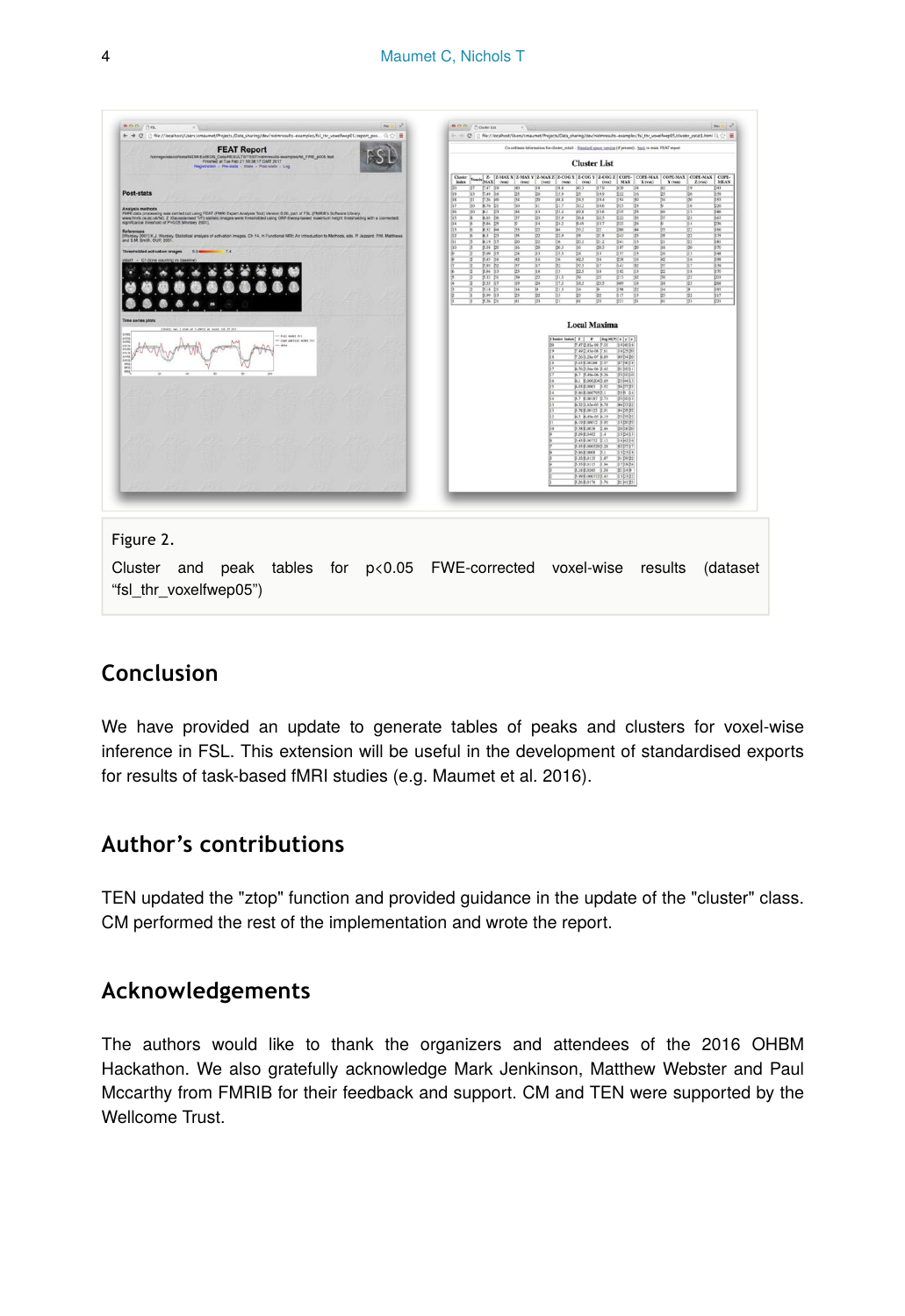Figure 2.

Cluster and peak tables for $p<0.05$ FWE-corrected voxel-wise results (dataset “fsl_thr_voxelfwep05”)

## Conclusion

We have provided an update to generate tables of peaks and clusters for voxel-wise inference in FSL. This extension will be useful in the development of standardised exports for results of task-based fMRI studies (e.g. Maumet et al. 2016).

## Author’s contributions

TEN updated the "ztop" function and provided guidance in the update of the "cluster" class. CM performed the rest of the implementation and wrote the report.

## Acknowledgements

The authors would like to thank the organizers and attendees of the 2016 OHBM Hackathon. We also gratefully acknowledge Mark Jenkinson, Matthew Webster and Paul Mccarthy from FMRIB for their feedback and support. CM and TEN were supported by the Wellcome Trust.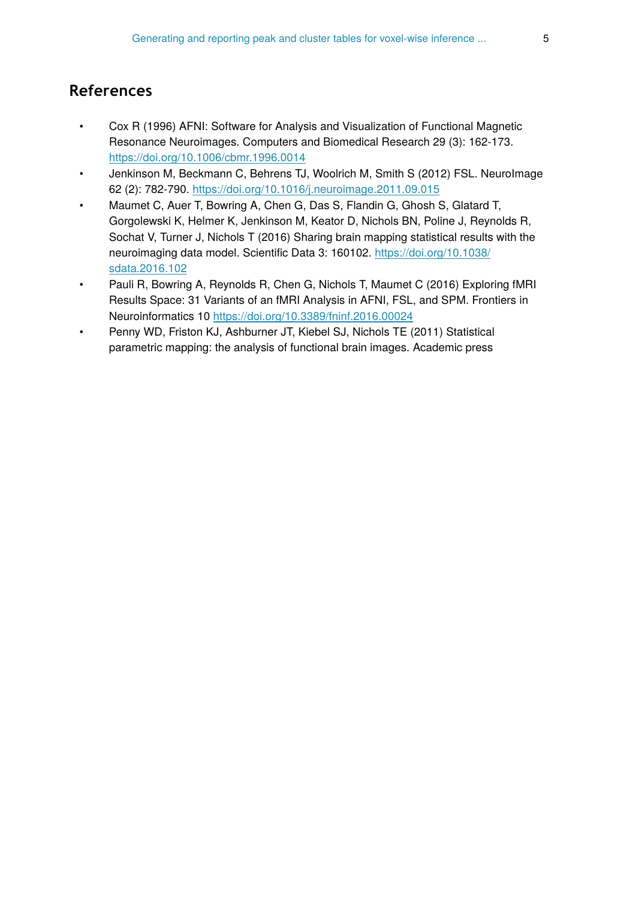## References

- Cox R (1996) AFNI: Software for Analysis and Visualization of Functional Magnetic Resonance Neuroimages. Computers and Biomedical Research 29 (3): 162-173. https://doi.org/10.1006/cbmr.1996.0014
- Jenkinson M, Beckmann C, Behrens TJ, Woolrich M, Smith S (2012) FSL. NeuroImage 62 (2): 782-790. https://doi.org/10.1016/j.neuroimage.2011.09.015
- Maumet C, Auer T, Bowring A, Chen G, Das S, Flandin G, Ghosh S, Glatard T, Gorgolewski K, Helmer K, Jenkinson M, Keator D, Nichols BN, Poline J, Reynolds R, Sochat V, Turner J, Nichols T (2016) Sharing brain mapping statistical results with the neuroimaging data model. Scientific Data 3: 160102. https://doi.org/10.1038/sdata.2016.102
- Pauli R, Bowring A, Reynolds R, Chen G, Nichols T, Maumet C (2016) Exploring fMRI Results Space: 31 Variants of an fMRI Analysis in AFNI, FSL, and SPM. Frontiers in Neuroinformatics 10 https://doi.org/10.3389/fninf.2016.00024
- Penny WD, Friston KJ, Ashburner JT, Kiebel SJ, Nichols TE (2011) Statistical parametric mapping: the analysis of functional brain images. Academic press